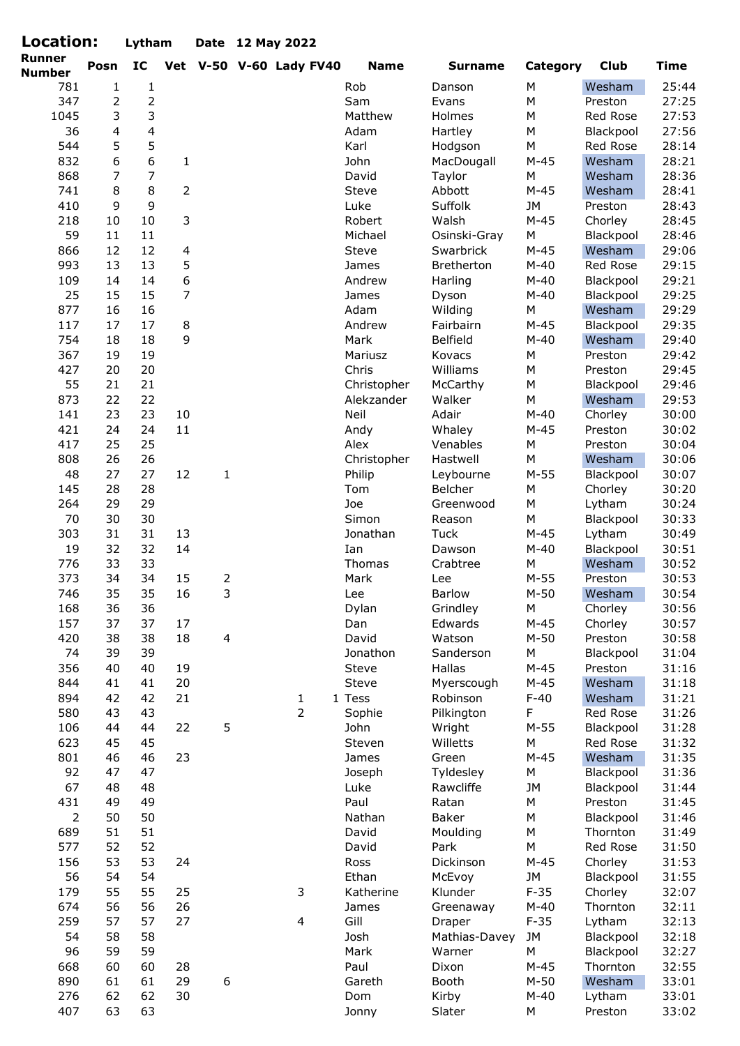**Location:** Lytham **Date** 12 May 2022

| Runner Number | Posn | IC | Vet | V-50 | V-60 | Lady | FV40 | Name | Surname | Category | Club | Time |
|---|---|---|---|---|---|---|---|---|---|---|---|---|
| 781 | 1 | 1 | | | | | | Rob | Danson | M | Wesham | 25:44 |
| 347 | 2 | 2 | | | | | | Sam | Evans | M | Preston | 27:25 |
| 1045 | 3 | 3 | | | | | | Matthew | Holmes | M | Red Rose | 27:53 |
| 36 | 4 | 4 | | | | | | Adam | Hartley | M | Blackpool | 27:56 |
| 544 | 5 | 5 | | | | | | Karl | Hodgson | M | Red Rose | 28:14 |
| 832 | 6 | 6 | 1 | | | | | John | MacDougall | M-45 | Wesham | 28:21 |
| 868 | 7 | 7 | | | | | | David | Taylor | M | Wesham | 28:36 |
| 741 | 8 | 8 | 2 | | | | | Steve | Abbott | M-45 | Wesham | 28:41 |
| 410 | 9 | 9 | | | | | | Luke | Suffolk | JM | Preston | 28:43 |
| 218 | 10 | 10 | 3 | | | | | Robert | Walsh | M-45 | Chorley | 28:45 |
| 59 | 11 | 11 | | | | | | Michael | Osinski-Gray | M | Blackpool | 28:46 |
| 866 | 12 | 12 | 4 | | | | | Steve | Swarbrick | M-45 | Wesham | 29:06 |
| 993 | 13 | 13 | 5 | | | | | James | Bretherton | M-40 | Red Rose | 29:15 |
| 109 | 14 | 14 | 6 | | | | | Andrew | Harling | M-40 | Blackpool | 29:21 |
| 25 | 15 | 15 | 7 | | | | | James | Dyson | M-40 | Blackpool | 29:25 |
| 877 | 16 | 16 | | | | | | Adam | Wilding | M | Wesham | 29:29 |
| 117 | 17 | 17 | 8 | | | | | Andrew | Fairbairn | M-45 | Blackpool | 29:35 |
| 754 | 18 | 18 | 9 | | | | | Mark | Belfield | M-40 | Wesham | 29:40 |
| 367 | 19 | 19 | | | | | | Mariusz | Kovacs | M | Preston | 29:42 |
| 427 | 20 | 20 | | | | | | Chris | Williams | M | Preston | 29:45 |
| 55 | 21 | 21 | | | | | | Christopher | McCarthy | M | Blackpool | 29:46 |
| 873 | 22 | 22 | | | | | | Alekzander | Walker | M | Wesham | 29:53 |
| 141 | 23 | 23 | 10 | | | | | Neil | Adair | M-40 | Chorley | 30:00 |
| 421 | 24 | 24 | 11 | | | | | Andy | Whaley | M-45 | Preston | 30:02 |
| 417 | 25 | 25 | | | | | | Alex | Venables | M | Preston | 30:04 |
| 808 | 26 | 26 | | | | | | Christopher | Hastwell | M | Wesham | 30:06 |
| 48 | 27 | 27 | 12 | 1 | | | | Philip | Leybourne | M-55 | Blackpool | 30:07 |
| 145 | 28 | 28 | | | | | | Tom | Belcher | M | Chorley | 30:20 |
| 264 | 29 | 29 | | | | | | Joe | Greenwood | M | Lytham | 30:24 |
| 70 | 30 | 30 | | | | | | Simon | Reason | M | Blackpool | 30:33 |
| 303 | 31 | 31 | 13 | | | | | Jonathan | Tuck | M-45 | Lytham | 30:49 |
| 19 | 32 | 32 | 14 | | | | | Ian | Dawson | M-40 | Blackpool | 30:51 |
| 776 | 33 | 33 | | | | | | Thomas | Crabtree | M | Wesham | 30:52 |
| 373 | 34 | 34 | 15 | 2 | | | | Mark | Lee | M-55 | Preston | 30:53 |
| 746 | 35 | 35 | 16 | 3 | | | | Lee | Barlow | M-50 | Wesham | 30:54 |
| 168 | 36 | 36 | | | | | | Dylan | Grindley | M | Chorley | 30:56 |
| 157 | 37 | 37 | 17 | | | | | Dan | Edwards | M-45 | Chorley | 30:57 |
| 420 | 38 | 38 | 18 | 4 | | | | David | Watson | M-50 | Preston | 30:58 |
| 74 | 39 | 39 | | | | | | Jonathon | Sanderson | M | Blackpool | 31:04 |
| 356 | 40 | 40 | 19 | | | | | Steve | Hallas | M-45 | Preston | 31:16 |
| 844 | 41 | 41 | 20 | | | | | Steve | Myerscough | M-45 | Wesham | 31:18 |
| 894 | 42 | 42 | 21 | | | 1 | 1 | Tess | Robinson | F-40 | Wesham | 31:21 |
| 580 | 43 | 43 | | | | 2 | | Sophie | Pilkington | F | Red Rose | 31:26 |
| 106 | 44 | 44 | 22 | 5 | | | | John | Wright | M-55 | Blackpool | 31:28 |
| 623 | 45 | 45 | | | | | | Steven | Willetts | M | Red Rose | 31:32 |
| 801 | 46 | 46 | 23 | | | | | James | Green | M-45 | Wesham | 31:35 |
| 92 | 47 | 47 | | | | | | Joseph | Tyldesley | M | Blackpool | 31:36 |
| 67 | 48 | 48 | | | | | | Luke | Rawcliffe | JM | Blackpool | 31:44 |
| 431 | 49 | 49 | | | | | | Paul | Ratan | M | Preston | 31:45 |
| 2 | 50 | 50 | | | | | | Nathan | Baker | M | Blackpool | 31:46 |
| 689 | 51 | 51 | | | | | | David | Moulding | M | Thornton | 31:49 |
| 577 | 52 | 52 | | | | | | David | Park | M | Red Rose | 31:50 |
| 156 | 53 | 53 | 24 | | | | | Ross | Dickinson | M-45 | Chorley | 31:53 |
| 56 | 54 | 54 | | | | | | Ethan | McEvoy | JM | Blackpool | 31:55 |
| 179 | 55 | 55 | 25 | | | 3 | | Katherine | Klunder | F-35 | Chorley | 32:07 |
| 674 | 56 | 56 | 26 | | | | | James | Greenaway | M-40 | Thornton | 32:11 |
| 259 | 57 | 57 | 27 | | | 4 | | Gill | Draper | F-35 | Lytham | 32:13 |
| 54 | 58 | 58 | | | | | | Josh | Mathias-Davey | JM | Blackpool | 32:18 |
| 96 | 59 | 59 | | | | | | Mark | Warner | M | Blackpool | 32:27 |
| 668 | 60 | 60 | 28 | | | | | Paul | Dixon | M-45 | Thornton | 32:55 |
| 890 | 61 | 61 | 29 | 6 | | | | Gareth | Booth | M-50 | Wesham | 33:01 |
| 276 | 62 | 62 | 30 | | | | | Dom | Kirby | M-40 | Lytham | 33:01 |
| 407 | 63 | 63 | | | | | | Jonny | Slater | M | Preston | 33:02 |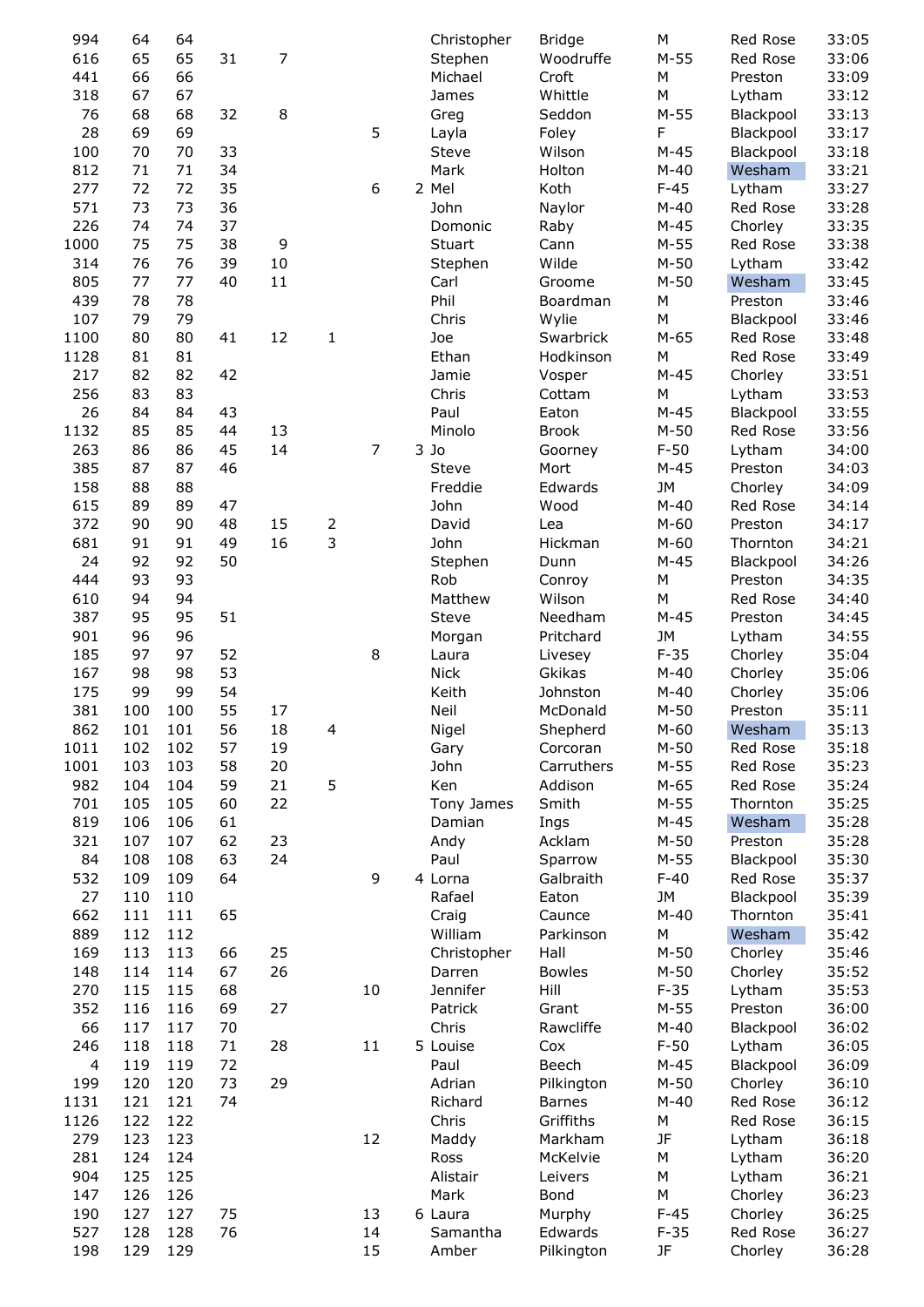| | | | | | | | | | | | | |
|---|---|---|---|---|---|---|---|---|---|---|---|---|
| 994 | 64 | 64 | | | | | | Christopher | Bridge | M | Red Rose | 33:05 |
| 616 | 65 | 65 | 31 | 7 | | | | Stephen | Woodruffe | M-55 | Red Rose | 33:06 |
| 441 | 66 | 66 | | | | | | Michael | Croft | M | Preston | 33:09 |
| 318 | 67 | 67 | | | | | | James | Whittle | M | Lytham | 33:12 |
| 76 | 68 | 68 | 32 | 8 | | | | Greg | Seddon | M-55 | Blackpool | 33:13 |
| 28 | 69 | 69 | | | | 5 | | Layla | Foley | F | Blackpool | 33:17 |
| 100 | 70 | 70 | 33 | | | | | Steve | Wilson | M-45 | Blackpool | 33:18 |
| 812 | 71 | 71 | 34 | | | | | Mark | Holton | M-40 | Wesham | 33:21 |
| 277 | 72 | 72 | 35 | | | 6 | 2 | Mel | Koth | F-45 | Lytham | 33:27 |
| 571 | 73 | 73 | 36 | | | | | John | Naylor | M-40 | Red Rose | 33:28 |
| 226 | 74 | 74 | 37 | | | | | Domonic | Raby | M-45 | Chorley | 33:35 |
| 1000 | 75 | 75 | 38 | 9 | | | | Stuart | Cann | M-55 | Red Rose | 33:38 |
| 314 | 76 | 76 | 39 | 10 | | | | Stephen | Wilde | M-50 | Lytham | 33:42 |
| 805 | 77 | 77 | 40 | 11 | | | | Carl | Groome | M-50 | Wesham | 33:45 |
| 439 | 78 | 78 | | | | | | Phil | Boardman | M | Preston | 33:46 |
| 107 | 79 | 79 | | | | | | Chris | Wylie | M | Blackpool | 33:46 |
| 1100 | 80 | 80 | 41 | 12 | 1 | | | Joe | Swarbrick | M-65 | Red Rose | 33:48 |
| 1128 | 81 | 81 | | | | | | Ethan | Hodkinson | M | Red Rose | 33:49 |
| 217 | 82 | 82 | 42 | | | | | Jamie | Vosper | M-45 | Chorley | 33:51 |
| 256 | 83 | 83 | | | | | | Chris | Cottam | M | Lytham | 33:53 |
| 26 | 84 | 84 | 43 | | | | | Paul | Eaton | M-45 | Blackpool | 33:55 |
| 1132 | 85 | 85 | 44 | 13 | | | | Minolo | Brook | M-50 | Red Rose | 33:56 |
| 263 | 86 | 86 | 45 | 14 | | 7 | 3 | Jo | Goorney | F-50 | Lytham | 34:00 |
| 385 | 87 | 87 | 46 | | | | | Steve | Mort | M-45 | Preston | 34:03 |
| 158 | 88 | 88 | | | | | | Freddie | Edwards | JM | Chorley | 34:09 |
| 615 | 89 | 89 | 47 | | | | | John | Wood | M-40 | Red Rose | 34:14 |
| 372 | 90 | 90 | 48 | 15 | 2 | | | David | Lea | M-60 | Preston | 34:17 |
| 681 | 91 | 91 | 49 | 16 | 3 | | | John | Hickman | M-60 | Thornton | 34:21 |
| 24 | 92 | 92 | 50 | | | | | Stephen | Dunn | M-45 | Blackpool | 34:26 |
| 444 | 93 | 93 | | | | | | Rob | Conroy | M | Preston | 34:35 |
| 610 | 94 | 94 | | | | | | Matthew | Wilson | M | Red Rose | 34:40 |
| 387 | 95 | 95 | 51 | | | | | Steve | Needham | M-45 | Preston | 34:45 |
| 901 | 96 | 96 | | | | | | Morgan | Pritchard | JM | Lytham | 34:55 |
| 185 | 97 | 97 | 52 | | | 8 | | Laura | Livesey | F-35 | Chorley | 35:04 |
| 167 | 98 | 98 | 53 | | | | | Nick | Gkikas | M-40 | Chorley | 35:06 |
| 175 | 99 | 99 | 54 | | | | | Keith | Johnston | M-40 | Chorley | 35:06 |
| 381 | 100 | 100 | 55 | 17 | | | | Neil | McDonald | M-50 | Preston | 35:11 |
| 862 | 101 | 101 | 56 | 18 | 4 | | | Nigel | Shepherd | M-60 | Wesham | 35:13 |
| 1011 | 102 | 102 | 57 | 19 | | | | Gary | Corcoran | M-50 | Red Rose | 35:18 |
| 1001 | 103 | 103 | 58 | 20 | | | | John | Carruthers | M-55 | Red Rose | 35:23 |
| 982 | 104 | 104 | 59 | 21 | 5 | | | Ken | Addison | M-65 | Red Rose | 35:24 |
| 701 | 105 | 105 | 60 | 22 | | | | Tony James | Smith | M-55 | Thornton | 35:25 |
| 819 | 106 | 106 | 61 | | | | | Damian | Ings | M-45 | Wesham | 35:28 |
| 321 | 107 | 107 | 62 | 23 | | | | Andy | Acklam | M-50 | Preston | 35:28 |
| 84 | 108 | 108 | 63 | 24 | | | | Paul | Sparrow | M-55 | Blackpool | 35:30 |
| 532 | 109 | 109 | 64 | | | 9 | 4 | Lorna | Galbraith | F-40 | Red Rose | 35:37 |
| 27 | 110 | 110 | | | | | | Rafael | Eaton | JM | Blackpool | 35:39 |
| 662 | 111 | 111 | 65 | | | | | Craig | Caunce | M-40 | Thornton | 35:41 |
| 889 | 112 | 112 | | | | | | William | Parkinson | M | Wesham | 35:42 |
| 169 | 113 | 113 | 66 | 25 | | | | Christopher | Hall | M-50 | Chorley | 35:46 |
| 148 | 114 | 114 | 67 | 26 | | | | Darren | Bowles | M-50 | Chorley | 35:52 |
| 270 | 115 | 115 | 68 | | | 10 | | Jennifer | Hill | F-35 | Lytham | 35:53 |
| 352 | 116 | 116 | 69 | 27 | | | | Patrick | Grant | M-55 | Preston | 36:00 |
| 66 | 117 | 117 | 70 | | | | | Chris | Rawcliffe | M-40 | Blackpool | 36:02 |
| 246 | 118 | 118 | 71 | 28 | | 11 | 5 | Louise | Cox | F-50 | Lytham | 36:05 |
| 4 | 119 | 119 | 72 | | | | | Paul | Beech | M-45 | Blackpool | 36:09 |
| 199 | 120 | 120 | 73 | 29 | | | | Adrian | Pilkington | M-50 | Chorley | 36:10 |
| 1131 | 121 | 121 | 74 | | | | | Richard | Barnes | M-40 | Red Rose | 36:12 |
| 1126 | 122 | 122 | | | | | | Chris | Griffiths | M | Red Rose | 36:15 |
| 279 | 123 | 123 | | | | 12 | | Maddy | Markham | JF | Lytham | 36:18 |
| 281 | 124 | 124 | | | | | | Ross | McKelvie | M | Lytham | 36:20 |
| 904 | 125 | 125 | | | | | | Alistair | Leivers | M | Lytham | 36:21 |
| 147 | 126 | 126 | | | | | | Mark | Bond | M | Chorley | 36:23 |
| 190 | 127 | 127 | 75 | | | 13 | 6 | Laura | Murphy | F-45 | Chorley | 36:25 |
| 527 | 128 | 128 | 76 | | | 14 | | Samantha | Edwards | F-35 | Red Rose | 36:27 |
| 198 | 129 | 129 | | | | 15 | | Amber | Pilkington | JF | Chorley | 36:28 |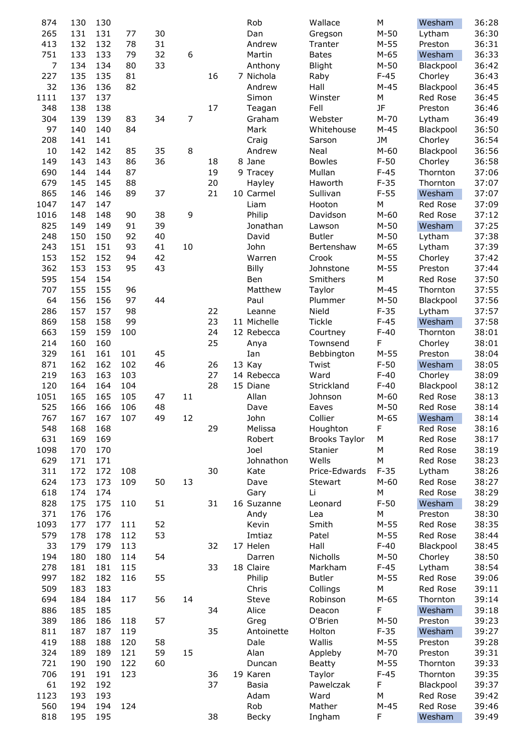| | | | | | | | | | | | | |
|---|---|---|---|---|---|---|---|---|---|---|---|---|
| 874 | 130 | 130 | | | | | | Rob | Wallace | M | Wesham | 36:28 |
| 265 | 131 | 131 | 77 | 30 | | | | Dan | Gregson | M-50 | Lytham | 36:30 |
| 413 | 132 | 132 | 78 | 31 | | | | Andrew | Tranter | M-55 | Preston | 36:31 |
| 751 | 133 | 133 | 79 | 32 | 6 | | | Martin | Bates | M-65 | Wesham | 36:33 |
| 7 | 134 | 134 | 80 | 33 | | | | Anthony | Blight | M-50 | Blackpool | 36:42 |
| 227 | 135 | 135 | 81 | | | 16 | 7 | Nichola | Raby | F-45 | Chorley | 36:43 |
| 32 | 136 | 136 | 82 | | | | | Andrew | Hall | M-45 | Blackpool | 36:45 |
| 1111 | 137 | 137 | | | | | | Simon | Winster | M | Red Rose | 36:45 |
| 348 | 138 | 138 | | | | 17 | | Teagan | Fell | JF | Preston | 36:46 |
| 304 | 139 | 139 | 83 | 34 | 7 | | | Graham | Webster | M-70 | Lytham | 36:49 |
| 97 | 140 | 140 | 84 | | | | | Mark | Whitehouse | M-45 | Blackpool | 36:50 |
| 208 | 141 | 141 | | | | | | Craig | Sarson | JM | Chorley | 36:54 |
| 10 | 142 | 142 | 85 | 35 | 8 | | | Andrew | Neal | M-60 | Blackpool | 36:56 |
| 149 | 143 | 143 | 86 | 36 | | 18 | 8 | Jane | Bowles | F-50 | Chorley | 36:58 |
| 690 | 144 | 144 | 87 | | | 19 | 9 | Tracey | Mullan | F-45 | Thornton | 37:06 |
| 679 | 145 | 145 | 88 | | | 20 | | Hayley | Haworth | F-35 | Thornton | 37:07 |
| 865 | 146 | 146 | 89 | 37 | | 21 | 10 | Carmel | Sullivan | F-55 | Wesham | 37:07 |
| 1047 | 147 | 147 | | | | | | Liam | Hooton | M | Red Rose | 37:09 |
| 1016 | 148 | 148 | 90 | 38 | 9 | | | Philip | Davidson | M-60 | Red Rose | 37:12 |
| 825 | 149 | 149 | 91 | 39 | | | | Jonathan | Lawson | M-50 | Wesham | 37:25 |
| 248 | 150 | 150 | 92 | 40 | | | | David | Butler | M-50 | Lytham | 37:38 |
| 243 | 151 | 151 | 93 | 41 | 10 | | | John | Bertenshaw | M-65 | Lytham | 37:39 |
| 153 | 152 | 152 | 94 | 42 | | | | Warren | Crook | M-55 | Chorley | 37:42 |
| 362 | 153 | 153 | 95 | 43 | | | | Billy | Johnstone | M-55 | Preston | 37:44 |
| 595 | 154 | 154 | | | | | | Ben | Smithers | M | Red Rose | 37:50 |
| 707 | 155 | 155 | 96 | | | | | Matthew | Taylor | M-45 | Thornton | 37:55 |
| 64 | 156 | 156 | 97 | 44 | | | | Paul | Plummer | M-50 | Blackpool | 37:56 |
| 286 | 157 | 157 | 98 | | | 22 | | Leanne | Nield | F-35 | Lytham | 37:57 |
| 869 | 158 | 158 | 99 | | | 23 | 11 | Michelle | Tickle | F-45 | Wesham | 37:58 |
| 663 | 159 | 159 | 100 | | | 24 | 12 | Rebecca | Courtney | F-40 | Thornton | 38:01 |
| 214 | 160 | 160 | | | | 25 | | Anya | Townsend | F | Chorley | 38:01 |
| 329 | 161 | 161 | 101 | 45 | | | | Ian | Bebbington | M-55 | Preston | 38:04 |
| 871 | 162 | 162 | 102 | 46 | | 26 | 13 | Kay | Twist | F-50 | Wesham | 38:05 |
| 219 | 163 | 163 | 103 | | | 27 | 14 | Rebecca | Ward | F-40 | Chorley | 38:09 |
| 120 | 164 | 164 | 104 | | | 28 | 15 | Diane | Strickland | F-40 | Blackpool | 38:12 |
| 1051 | 165 | 165 | 105 | 47 | 11 | | | Allan | Johnson | M-60 | Red Rose | 38:13 |
| 525 | 166 | 166 | 106 | 48 | | | | Dave | Eaves | M-50 | Red Rose | 38:14 |
| 767 | 167 | 167 | 107 | 49 | 12 | | | John | Collier | M-65 | Wesham | 38:14 |
| 548 | 168 | 168 | | | | 29 | | Melissa | Houghton | F | Red Rose | 38:16 |
| 631 | 169 | 169 | | | | | | Robert | Brooks Taylor | M | Red Rose | 38:17 |
| 1098 | 170 | 170 | | | | | | Joel | Stanier | M | Red Rose | 38:19 |
| 629 | 171 | 171 | | | | | | Johnathon | Wells | M | Red Rose | 38:23 |
| 311 | 172 | 172 | 108 | | | 30 | | Kate | Price-Edwards | F-35 | Lytham | 38:26 |
| 624 | 173 | 173 | 109 | 50 | 13 | | | Dave | Stewart | M-60 | Red Rose | 38:27 |
| 618 | 174 | 174 | | | | | | Gary | Li | M | Red Rose | 38:29 |
| 828 | 175 | 175 | 110 | 51 | | 31 | 16 | Suzanne | Leonard | F-50 | Wesham | 38:29 |
| 371 | 176 | 176 | | | | | | Andy | Lea | M | Preston | 38:30 |
| 1093 | 177 | 177 | 111 | 52 | | | | Kevin | Smith | M-55 | Red Rose | 38:35 |
| 579 | 178 | 178 | 112 | 53 | | | | Imtiaz | Patel | M-55 | Red Rose | 38:44 |
| 33 | 179 | 179 | 113 | | | 32 | 17 | Helen | Hall | F-40 | Blackpool | 38:45 |
| 194 | 180 | 180 | 114 | 54 | | | | Darren | Nicholls | M-50 | Chorley | 38:50 |
| 278 | 181 | 181 | 115 | | | 33 | 18 | Claire | Markham | F-45 | Lytham | 38:54 |
| 997 | 182 | 182 | 116 | 55 | | | | Philip | Butler | M-55 | Red Rose | 39:06 |
| 509 | 183 | 183 | | | | | | Chris | Collings | M | Red Rose | 39:11 |
| 694 | 184 | 184 | 117 | 56 | 14 | | | Steve | Robinson | M-65 | Thornton | 39:14 |
| 886 | 185 | 185 | | | | 34 | | Alice | Deacon | F | Wesham | 39:18 |
| 389 | 186 | 186 | 118 | 57 | | | | Greg | O'Brien | M-50 | Preston | 39:23 |
| 811 | 187 | 187 | 119 | | | 35 | | Antoinette | Holton | F-35 | Wesham | 39:27 |
| 419 | 188 | 188 | 120 | 58 | | | | Dale | Wallis | M-55 | Preston | 39:28 |
| 324 | 189 | 189 | 121 | 59 | 15 | | | Alan | Appleby | M-70 | Preston | 39:31 |
| 721 | 190 | 190 | 122 | 60 | | | | Duncan | Beatty | M-55 | Thornton | 39:33 |
| 706 | 191 | 191 | 123 | | | 36 | 19 | Karen | Taylor | F-45 | Thornton | 39:35 |
| 61 | 192 | 192 | | | | 37 | | Basia | Pawelczak | F | Blackpool | 39:37 |
| 1123 | 193 | 193 | | | | | | Adam | Ward | M | Red Rose | 39:42 |
| 560 | 194 | 194 | 124 | | | | | Rob | Mather | M-45 | Red Rose | 39:46 |
| 818 | 195 | 195 | | | | 38 | | Becky | Ingham | F | Wesham | 39:49 |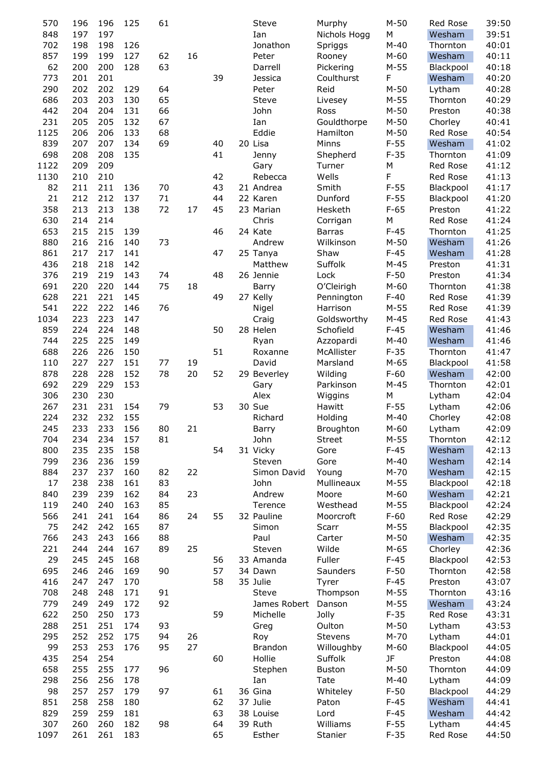| | | | | | | | | | | | | |
|---|---|---|---|---|---|---|---|---|---|---|---|---|
| 570 | 196 | 196 | 125 | 61 | | | | Steve | Murphy | M-50 | Red Rose | 39:50 |
| 848 | 197 | 197 | | | | | | Ian | Nichols Hogg | M | Wesham | 39:51 |
| 702 | 198 | 198 | 126 | | | | | Jonathon | Spriggs | M-40 | Thornton | 40:01 |
| 857 | 199 | 199 | 127 | 62 | 16 | | | Peter | Rooney | M-60 | Wesham | 40:11 |
| 62 | 200 | 200 | 128 | 63 | | | | Darrell | Pickering | M-55 | Blackpool | 40:18 |
| 773 | 201 | 201 | | | | 39 | | Jessica | Coulthurst | F | Wesham | 40:20 |
| 290 | 202 | 202 | 129 | 64 | | | | Peter | Reid | M-50 | Lytham | 40:28 |
| 686 | 203 | 203 | 130 | 65 | | | | Steve | Livesey | M-55 | Thornton | 40:29 |
| 442 | 204 | 204 | 131 | 66 | | | | John | Ross | M-50 | Preston | 40:38 |
| 231 | 205 | 205 | 132 | 67 | | | | Ian | Gouldthorpe | M-50 | Chorley | 40:41 |
| 1125 | 206 | 206 | 133 | 68 | | | | Eddie | Hamilton | M-50 | Red Rose | 40:54 |
| 839 | 207 | 207 | 134 | 69 | | 40 | 20 | Lisa | Minns | F-55 | Wesham | 41:02 |
| 698 | 208 | 208 | 135 | | | 41 | | Jenny | Shepherd | F-35 | Thornton | 41:09 |
| 1122 | 209 | 209 | | | | | | Gary | Turner | M | Red Rose | 41:12 |
| 1130 | 210 | 210 | | | | 42 | | Rebecca | Wells | F | Red Rose | 41:13 |
| 82 | 211 | 211 | 136 | 70 | | 43 | 21 | Andrea | Smith | F-55 | Blackpool | 41:17 |
| 21 | 212 | 212 | 137 | 71 | | 44 | 22 | Karen | Dunford | F-55 | Blackpool | 41:20 |
| 358 | 213 | 213 | 138 | 72 | 17 | 45 | 23 | Marian | Hesketh | F-65 | Preston | 41:22 |
| 630 | 214 | 214 | | | | | | Chris | Corrigan | M | Red Rose | 41:24 |
| 653 | 215 | 215 | 139 | | | 46 | 24 | Kate | Barras | F-45 | Thornton | 41:25 |
| 880 | 216 | 216 | 140 | 73 | | | | Andrew | Wilkinson | M-50 | Wesham | 41:26 |
| 861 | 217 | 217 | 141 | | | 47 | 25 | Tanya | Shaw | F-45 | Wesham | 41:28 |
| 436 | 218 | 218 | 142 | | | | | Matthew | Suffolk | M-45 | Preston | 41:31 |
| 376 | 219 | 219 | 143 | 74 | | 48 | 26 | Jennie | Lock | F-50 | Preston | 41:34 |
| 691 | 220 | 220 | 144 | 75 | 18 | | | Barry | O'Cleirigh | M-60 | Thornton | 41:38 |
| 628 | 221 | 221 | 145 | | | 49 | 27 | Kelly | Pennington | F-40 | Red Rose | 41:39 |
| 541 | 222 | 222 | 146 | 76 | | | | Nigel | Harrison | M-55 | Red Rose | 41:39 |
| 1034 | 223 | 223 | 147 | | | | | Craig | Goldsworthy | M-45 | Red Rose | 41:43 |
| 859 | 224 | 224 | 148 | | | 50 | 28 | Helen | Schofield | F-45 | Wesham | 41:46 |
| 744 | 225 | 225 | 149 | | | | | Ryan | Azzopardi | M-40 | Wesham | 41:46 |
| 688 | 226 | 226 | 150 | | | 51 | | Roxanne | McAllister | F-35 | Thornton | 41:47 |
| 110 | 227 | 227 | 151 | 77 | 19 | | | David | Marsland | M-65 | Blackpool | 41:58 |
| 878 | 228 | 228 | 152 | 78 | 20 | 52 | 29 | Beverley | Wilding | F-60 | Wesham | 42:00 |
| 692 | 229 | 229 | 153 | | | | | Gary | Parkinson | M-45 | Thornton | 42:01 |
| 306 | 230 | 230 | | | | | | Alex | Wiggins | M | Lytham | 42:04 |
| 267 | 231 | 231 | 154 | 79 | | 53 | 30 | Sue | Hawitt | F-55 | Lytham | 42:06 |
| 224 | 232 | 232 | 155 | | | | | Richard | Holding | M-40 | Chorley | 42:08 |
| 245 | 233 | 233 | 156 | 80 | 21 | | | Barry | Broughton | M-60 | Lytham | 42:09 |
| 704 | 234 | 234 | 157 | 81 | | | | John | Street | M-55 | Thornton | 42:12 |
| 800 | 235 | 235 | 158 | | | 54 | 31 | Vicky | Gore | F-45 | Wesham | 42:13 |
| 799 | 236 | 236 | 159 | | | | | Steven | Gore | M-40 | Wesham | 42:14 |
| 884 | 237 | 237 | 160 | 82 | 22 | | | Simon David | Young | M-70 | Wesham | 42:15 |
| 17 | 238 | 238 | 161 | 83 | | | | John | Mullineaux | M-55 | Blackpool | 42:18 |
| 840 | 239 | 239 | 162 | 84 | 23 | | | Andrew | Moore | M-60 | Wesham | 42:21 |
| 119 | 240 | 240 | 163 | 85 | | | | Terence | Westhead | M-55 | Blackpool | 42:24 |
| 566 | 241 | 241 | 164 | 86 | 24 | 55 | 32 | Pauline | Moorcroft | F-60 | Red Rose | 42:29 |
| 75 | 242 | 242 | 165 | 87 | | | | Simon | Scarr | M-55 | Blackpool | 42:35 |
| 766 | 243 | 243 | 166 | 88 | | | | Paul | Carter | M-50 | Wesham | 42:35 |
| 221 | 244 | 244 | 167 | 89 | 25 | | | Steven | Wilde | M-65 | Chorley | 42:36 |
| 29 | 245 | 245 | 168 | | | 56 | 33 | Amanda | Fuller | F-45 | Blackpool | 42:53 |
| 695 | 246 | 246 | 169 | 90 | | 57 | 34 | Dawn | Saunders | F-50 | Thornton | 42:58 |
| 416 | 247 | 247 | 170 | | | 58 | 35 | Julie | Tyrer | F-45 | Preston | 43:07 |
| 708 | 248 | 248 | 171 | 91 | | | | Steve | Thompson | M-55 | Thornton | 43:16 |
| 779 | 249 | 249 | 172 | 92 | | | | James Robert | Danson | M-55 | Wesham | 43:24 |
| 622 | 250 | 250 | 173 | | | 59 | | Michelle | Jolly | F-35 | Red Rose | 43:31 |
| 288 | 251 | 251 | 174 | 93 | | | | Greg | Oulton | M-50 | Lytham | 43:53 |
| 295 | 252 | 252 | 175 | 94 | 26 | | | Roy | Stevens | M-70 | Lytham | 44:01 |
| 99 | 253 | 253 | 176 | 95 | 27 | | | Brandon | Willoughby | M-60 | Blackpool | 44:05 |
| 435 | 254 | 254 | | | | 60 | | Hollie | Suffolk | JF | Preston | 44:08 |
| 658 | 255 | 255 | 177 | 96 | | | | Stephen | Buston | M-50 | Thornton | 44:09 |
| 298 | 256 | 256 | 178 | | | | | Ian | Tate | M-40 | Lytham | 44:09 |
| 98 | 257 | 257 | 179 | 97 | | 61 | 36 | Gina | Whiteley | F-50 | Blackpool | 44:29 |
| 851 | 258 | 258 | 180 | | | 62 | 37 | Julie | Paton | F-45 | Wesham | 44:41 |
| 829 | 259 | 259 | 181 | | | 63 | 38 | Louise | Lord | F-45 | Wesham | 44:42 |
| 307 | 260 | 260 | 182 | 98 | | 64 | 39 | Ruth | Williams | F-55 | Lytham | 44:45 |
| 1097 | 261 | 261 | 183 | | | 65 | | Esther | Stanier | F-35 | Red Rose | 44:50 |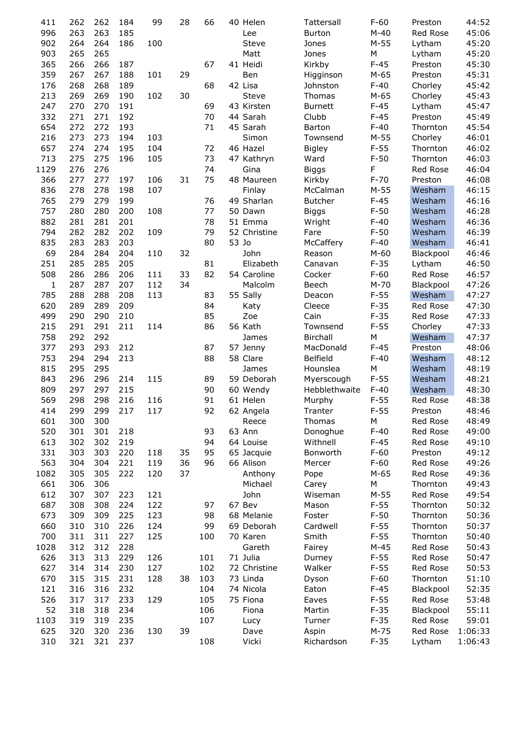| | | | | | | | | | | | | |
|---|---|---|---|---|---|---|---|---|---|---|---|---|
| 411 | 262 | 262 | 184 | 99 | 28 | 66 | 40 | Helen | Tattersall | F-60 | Preston | 44:52 |
| 996 | 263 | 263 | 185 | | | | | Lee | Burton | M-40 | Red Rose | 45:06 |
| 902 | 264 | 264 | 186 | 100 | | | | Steve | Jones | M-55 | Lytham | 45:20 |
| 903 | 265 | 265 | | | | | | Matt | Jones | M | Lytham | 45:20 |
| 365 | 266 | 266 | 187 | | | 67 | 41 | Heidi | Kirkby | F-45 | Preston | 45:30 |
| 359 | 267 | 267 | 188 | 101 | 29 | | | Ben | Higginson | M-65 | Preston | 45:31 |
| 176 | 268 | 268 | 189 | | | 68 | 42 | Lisa | Johnston | F-40 | Chorley | 45:42 |
| 213 | 269 | 269 | 190 | 102 | 30 | | | Steve | Thomas | M-65 | Chorley | 45:43 |
| 247 | 270 | 270 | 191 | | | 69 | 43 | Kirsten | Burnett | F-45 | Lytham | 45:47 |
| 332 | 271 | 271 | 192 | | | 70 | 44 | Sarah | Clubb | F-45 | Preston | 45:49 |
| 654 | 272 | 272 | 193 | | | 71 | 45 | Sarah | Barton | F-40 | Thornton | 45:54 |
| 216 | 273 | 273 | 194 | 103 | | | | Simon | Townsend | M-55 | Chorley | 46:01 |
| 657 | 274 | 274 | 195 | 104 | | 72 | 46 | Hazel | Bigley | F-55 | Thornton | 46:02 |
| 713 | 275 | 275 | 196 | 105 | | 73 | 47 | Kathryn | Ward | F-50 | Thornton | 46:03 |
| 1129 | 276 | 276 | | | | 74 | | Gina | Biggs | F | Red Rose | 46:04 |
| 366 | 277 | 277 | 197 | 106 | 31 | 75 | 48 | Maureen | Kirkby | F-70 | Preston | 46:08 |
| 836 | 278 | 278 | 198 | 107 | | | | Finlay | McCalman | M-55 | Wesham | 46:15 |
| 765 | 279 | 279 | 199 | | | 76 | 49 | Sharlan | Butcher | F-45 | Wesham | 46:16 |
| 757 | 280 | 280 | 200 | 108 | | 77 | 50 | Dawn | Biggs | F-50 | Wesham | 46:28 |
| 882 | 281 | 281 | 201 | | | 78 | 51 | Emma | Wright | F-40 | Wesham | 46:36 |
| 794 | 282 | 282 | 202 | 109 | | 79 | 52 | Christine | Fare | F-50 | Wesham | 46:39 |
| 835 | 283 | 283 | 203 | | | 80 | 53 | Jo | McCaffery | F-40 | Wesham | 46:41 |
| 69 | 284 | 284 | 204 | 110 | 32 | | | John | Reason | M-60 | Blackpool | 46:46 |
| 251 | 285 | 285 | 205 | | | 81 | | Elizabeth | Canavan | F-35 | Lytham | 46:50 |
| 508 | 286 | 286 | 206 | 111 | 33 | 82 | 54 | Caroline | Cocker | F-60 | Red Rose | 46:57 |
| 1 | 287 | 287 | 207 | 112 | 34 | | | Malcolm | Beech | M-70 | Blackpool | 47:26 |
| 785 | 288 | 288 | 208 | 113 | | 83 | 55 | Sally | Deacon | F-55 | Wesham | 47:27 |
| 620 | 289 | 289 | 209 | | | 84 | | Katy | Cleece | F-35 | Red Rose | 47:30 |
| 499 | 290 | 290 | 210 | | | 85 | | Zoe | Cain | F-35 | Red Rose | 47:33 |
| 215 | 291 | 291 | 211 | 114 | | 86 | 56 | Kath | Townsend | F-55 | Chorley | 47:33 |
| 758 | 292 | 292 | | | | | | James | Birchall | M | Wesham | 47:37 |
| 377 | 293 | 293 | 212 | | | 87 | 57 | Jenny | MacDonald | F-45 | Preston | 48:06 |
| 753 | 294 | 294 | 213 | | | 88 | 58 | Clare | Belfield | F-40 | Wesham | 48:12 |
| 815 | 295 | 295 | | | | | | James | Hounslea | M | Wesham | 48:19 |
| 843 | 296 | 296 | 214 | 115 | | 89 | 59 | Deborah | Myerscough | F-55 | Wesham | 48:21 |
| 809 | 297 | 297 | 215 | | | 90 | 60 | Wendy | Hebblethwaite | F-40 | Wesham | 48:30 |
| 569 | 298 | 298 | 216 | 116 | | 91 | 61 | Helen | Murphy | F-55 | Red Rose | 48:38 |
| 414 | 299 | 299 | 217 | 117 | | 92 | 62 | Angela | Tranter | F-55 | Preston | 48:46 |
| 601 | 300 | 300 | | | | | | Reece | Thomas | M | Red Rose | 48:49 |
| 520 | 301 | 301 | 218 | | | 93 | 63 | Ann | Donoghue | F-40 | Red Rose | 49:00 |
| 613 | 302 | 302 | 219 | | | 94 | 64 | Louise | Withnell | F-45 | Red Rose | 49:10 |
| 331 | 303 | 303 | 220 | 118 | 35 | 95 | 65 | Jacquie | Bonworth | F-60 | Preston | 49:12 |
| 563 | 304 | 304 | 221 | 119 | 36 | 96 | 66 | Alison | Mercer | F-60 | Red Rose | 49:26 |
| 1082 | 305 | 305 | 222 | 120 | 37 | | | Anthony | Pope | M-65 | Red Rose | 49:36 |
| 661 | 306 | 306 | | | | | | Michael | Carey | M | Thornton | 49:43 |
| 612 | 307 | 307 | 223 | 121 | | | | John | Wiseman | M-55 | Red Rose | 49:54 |
| 687 | 308 | 308 | 224 | 122 | | 97 | 67 | Bev | Mason | F-55 | Thornton | 50:32 |
| 673 | 309 | 309 | 225 | 123 | | 98 | 68 | Melanie | Foster | F-50 | Thornton | 50:36 |
| 660 | 310 | 310 | 226 | 124 | | 99 | 69 | Deborah | Cardwell | F-55 | Thornton | 50:37 |
| 700 | 311 | 311 | 227 | 125 | | 100 | 70 | Karen | Smith | F-55 | Thornton | 50:40 |
| 1028 | 312 | 312 | 228 | | | | | Gareth | Fairey | M-45 | Red Rose | 50:43 |
| 626 | 313 | 313 | 229 | 126 | | 101 | 71 | Julia | Durney | F-55 | Red Rose | 50:47 |
| 627 | 314 | 314 | 230 | 127 | | 102 | 72 | Christine | Walker | F-55 | Red Rose | 50:53 |
| 670 | 315 | 315 | 231 | 128 | 38 | 103 | 73 | Linda | Dyson | F-60 | Thornton | 51:10 |
| 121 | 316 | 316 | 232 | | | 104 | 74 | Nicola | Eaton | F-45 | Blackpool | 52:35 |
| 526 | 317 | 317 | 233 | 129 | | 105 | 75 | Fiona | Eaves | F-55 | Red Rose | 53:48 |
| 52 | 318 | 318 | 234 | | | 106 | | Fiona | Martin | F-35 | Blackpool | 55:11 |
| 1103 | 319 | 319 | 235 | | | 107 | | Lucy | Turner | F-35 | Red Rose | 59:01 |
| 625 | 320 | 320 | 236 | 130 | 39 | | | Dave | Aspin | M-75 | Red Rose | 1:06:33 |
| 310 | 321 | 321 | 237 | | | 108 | | Vicki | Richardson | F-35 | Lytham | 1:06:43 |